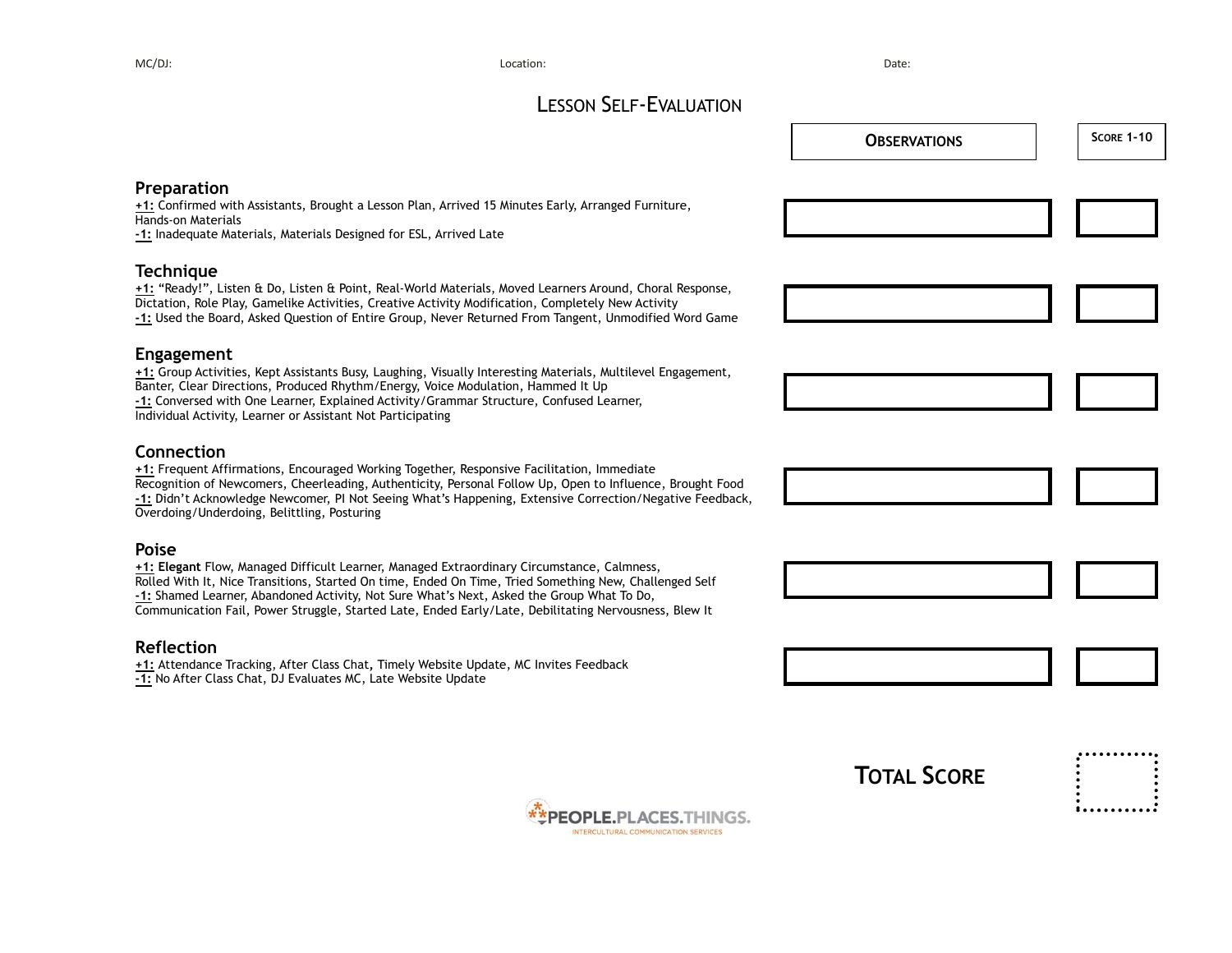MC/DJ: Location: Date:

# LESSON SELF-EVALUATION

| | OBSERVATIONS | SCORE 1-10 |
|---|---|---|
| **Preparation**<br>**+1:** Confirmed with Assistants, Brought a Lesson Plan, Arrived 15 Minutes Early, Arranged Furniture, Hands-on Materials<br>**-1:** Inadequate Materials, Materials Designed for ESL, Arrived Late | | |
| **Technique**<br>**+1:** "Ready!", Listen & Do, Listen & Point, Real-World Materials, Moved Learners Around, Choral Response, Dictation, Role Play, Gamelike Activities, Creative Activity Modification, Completely New Activity<br>**-1:** Used the Board, Asked Question of Entire Group, Never Returned From Tangent, Unmodified Word Game | | |
| **Engagement**<br>**+1:** Group Activities, Kept Assistants Busy, Laughing, Visually Interesting Materials, Multilevel Engagement, Banter, Clear Directions, Produced Rhythm/Energy, Voice Modulation, Hammed It Up<br>**-1:** Conversed with One Learner, Explained Activity/Grammar Structure, Confused Learner, Individual Activity, Learner or Assistant Not Participating | | |
| **Connection**<br>**+1:** Frequent Affirmations, Encouraged Working Together, Responsive Facilitation, Immediate Recognition of Newcomers, Cheerleading, Authenticity, Personal Follow Up, Open to Influence, Brought Food<br>**-1:** Didn't Acknowledge Newcomer, PI Not Seeing What's Happening, Extensive Correction/Negative Feedback, Overdoing/Underdoing, Belittling, Posturing | | |
| **Poise**<br>**+1:** **Elegant** Flow, Managed Difficult Learner, Managed Extraordinary Circumstance, Calmness, Rolled With It, Nice Transitions, Started On time, Ended On Time, Tried Something New, Challenged Self<br>**-1:** Shamed Learner, Abandoned Activity, Not Sure What's Next, Asked the Group What To Do, Communication Fail, Power Struggle, Started Late, Ended Early/Late, Debilitating Nervousness, Blew It | | |
| **Reflection**<br>**+1:** Attendance Tracking, After Class Chat, Timely Website Update, MC Invites Feedback<br>**-1:** No After Class Chat, DJ Evaluates MC, Late Website Update | | |

**TOTAL SCORE**

PEOPLE.PLACES.THINGS.
INTERCULTURAL COMMUNICATION SERVICES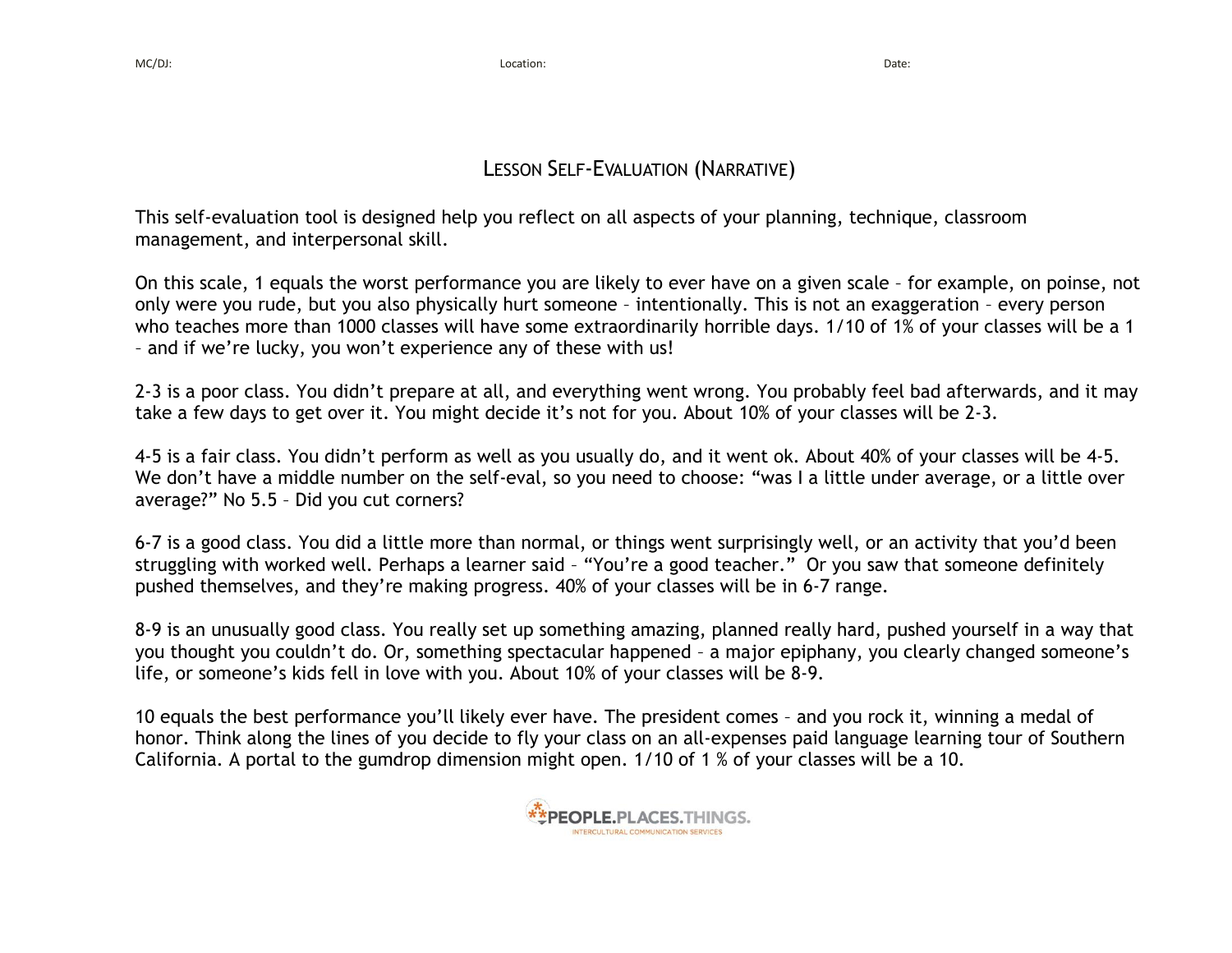MC/DJ: Location: Date:

# Lesson Self-Evaluation (Narrative)

This self-evaluation tool is designed help you reflect on all aspects of your planning, technique, classroom management, and interpersonal skill.

On this scale, 1 equals the worst performance you are likely to ever have on a given scale – for example, on poise, not only were you rude, but you also physically hurt someone – intentionally. This is not an exaggeration – every person who teaches more than 1000 classes will have some extraordinarily horrible days. 1/10 of 1% of your classes will be a 1 – and if we're lucky, you won't experience any of these with us!

2-3 is a poor class. You didn't prepare at all, and everything went wrong. You probably feel bad afterwards, and it may take a few days to get over it. You might decide it's not for you. About 10% of your classes will be 2-3.

4-5 is a fair class. You didn't perform as well as you usually do, and it went ok. About 40% of your classes will be 4-5. We don't have a middle number on the self-eval, so you need to choose: "was I a little under average, or a little over average?" No 5.5 – Did you cut corners?

6-7 is a good class. You did a little more than normal, or things went surprisingly well, or an activity that you'd been struggling with worked well. Perhaps a learner said – "You're a good teacher." Or you saw that someone definitely pushed themselves, and they're making progress. 40% of your classes will be in 6-7 range.

8-9 is an unusually good class. You really set up something amazing, planned really hard, pushed yourself in a way that you thought you couldn't do. Or, something spectacular happened – a major epiphany, you clearly changed someone's life, or someone's kids fell in love with you. About 10% of your classes will be 8-9.

10 equals the best performance you'll likely ever have. The president comes – and you rock it, winning a medal of honor. Think along the lines of you decide to fly your class on an all-expenses paid language learning tour of Southern California. A portal to the gumdrop dimension might open. 1/10 of 1 % of your classes will be a 10.

PEOPLE.PLACES.THINGS.
INTERCULTURAL COMMUNICATION SERVICES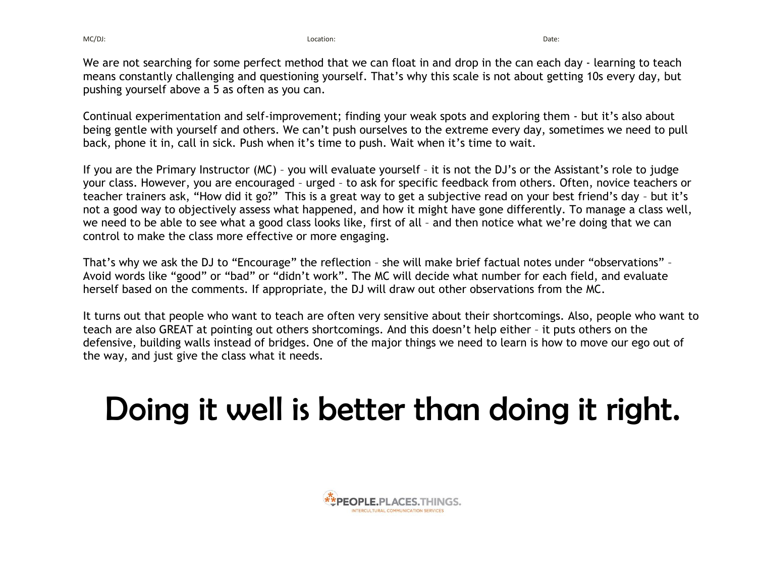We are not searching for some perfect method that we can float in and drop in the can each day - learning to teach means constantly challenging and questioning yourself. That's why this scale is not about getting 10s every day, but pushing yourself above a 5 as often as you can.

Continual experimentation and self-improvement; finding your weak spots and exploring them - but it's also about being gentle with yourself and others. We can't push ourselves to the extreme every day, sometimes we need to pull back, phone it in, call in sick. Push when it's time to push. Wait when it's time to wait.

If you are the Primary Instructor (MC) – you will evaluate yourself – it is not the DJ's or the Assistant's role to judge your class. However, you are encouraged – urged – to ask for specific feedback from others. Often, novice teachers or teacher trainers ask, "How did it go?" This is a great way to get a subjective read on your best friend's day – but it's not a good way to objectively assess what happened, and how it might have gone differently. To manage a class well, we need to be able to see what a good class looks like, first of all – and then notice what we're doing that we can control to make the class more effective or more engaging.

That's why we ask the DJ to "Encourage" the reflection – she will make brief factual notes under "observations" – Avoid words like "good" or "bad" or "didn't work". The MC will decide what number for each field, and evaluate herself based on the comments. If appropriate, the DJ will draw out other observations from the MC.

It turns out that people who want to teach are often very sensitive about their shortcomings. Also, people who want to teach are also GREAT at pointing out others shortcomings. And this doesn't help either – it puts others on the defensive, building walls instead of bridges. One of the major things we need to learn is how to move our ego out of the way, and just give the class what it needs.

# Doing it well is better than doing it right.